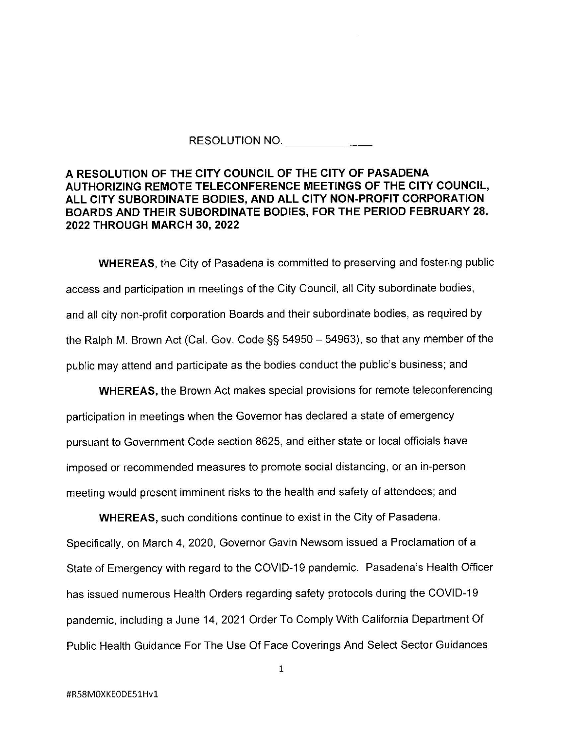RESOLUTION NO. _______________

**A RESOLUTION OF THE CITY COUNCIL OF THE CITY OF PASADENA AUTHORIZING REMOTE TELECONFERENCE MEETINGS OF THE CITY COUNCIL, ALL CITY SUBORDINATE BODIES, AND ALL CITY NON-PROFIT CORPORATION BOARDS AND THEIR SUBORDINATE BODIES, FOR THE PERIOD FEBRUARY 28, 2022 THROUGH MARCH 30, 2022**

**WHEREAS**, the City of Pasadena is committed to preserving and fostering public access and participation in meetings of the City Council, all City subordinate bodies, and all city non-profit corporation Boards and their subordinate bodies, as required by the Ralph M. Brown Act (Cal. Gov. Code §§ 54950 – 54963), so that any member of the public may attend and participate as the bodies conduct the public's business; and

**WHEREAS,** the Brown Act makes special provisions for remote teleconferencing participation in meetings when the Governor has declared a state of emergency pursuant to Government Code section 8625, and either state or local officials have imposed or recommended measures to promote social distancing, or an in-person meeting would present imminent risks to the health and safety of attendees; and

**WHEREAS,** such conditions continue to exist in the City of Pasadena. Specifically, on March 4, 2020, Governor Gavin Newsom issued a Proclamation of a State of Emergency with regard to the COVID-19 pandemic. Pasadena's Health Officer has issued numerous Health Orders regarding safety protocols during the COVID-19 pandemic, including a June 14, 2021 Order To Comply With California Department Of Public Health Guidance For The Use Of Face Coverings And Select Sector Guidances

#R58M0XKE0DE51Hv1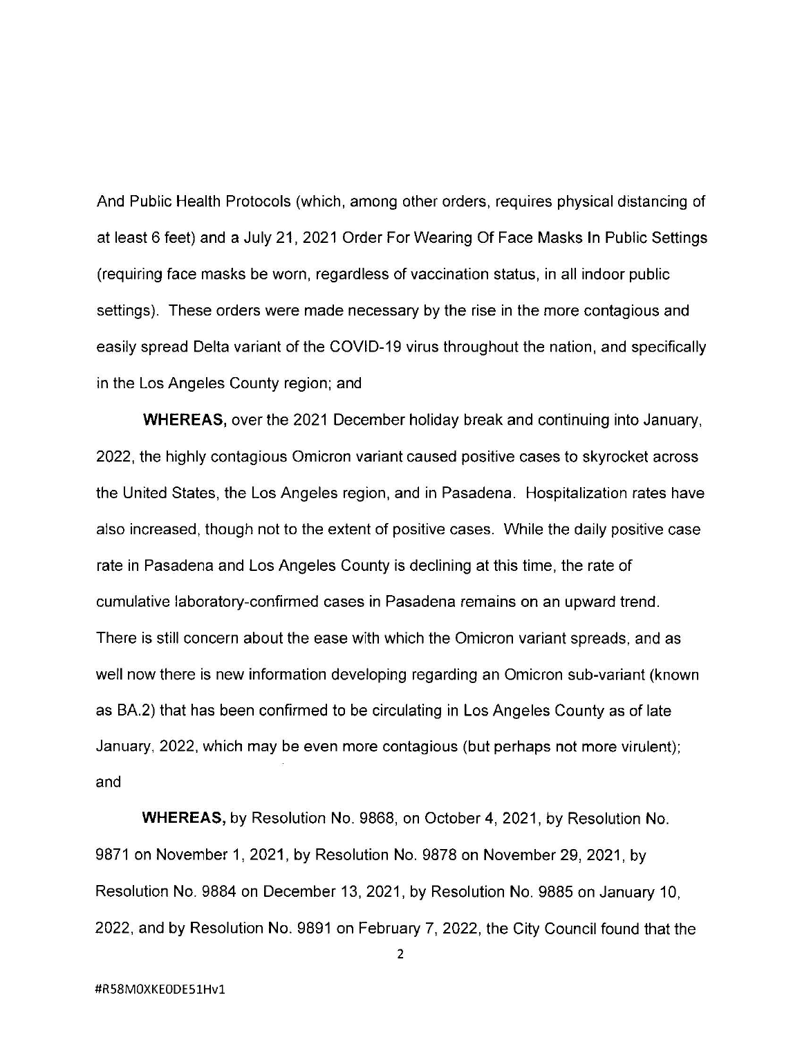And Public Health Protocols (which, among other orders, requires physical distancing of at least 6 feet) and a July 21, 2021 Order For Wearing Of Face Masks In Public Settings (requiring face masks be worn, regardless of vaccination status, in all indoor public settings). These orders were made necessary by the rise in the more contagious and easily spread Delta variant of the COVID-19 virus throughout the nation, and specifically in the Los Angeles County region; and

**WHEREAS,** over the 2021 December holiday break and continuing into January, 2022, the highly contagious Omicron variant caused positive cases to skyrocket across the United States, the Los Angeles region, and in Pasadena. Hospitalization rates have also increased, though not to the extent of positive cases. While the daily positive case rate in Pasadena and Los Angeles County is declining at this time, the rate of cumulative laboratory-confirmed cases in Pasadena remains on an upward trend. There is still concern about the ease with which the Omicron variant spreads, and as well now there is new information developing regarding an Omicron sub-variant (known as BA.2) that has been confirmed to be circulating in Los Angeles County as of late January, 2022, which may be even more contagious (but perhaps not more virulent); and

**WHEREAS,** by Resolution No. 9868, on October 4, 2021, by Resolution No. 9871 on November 1, 2021, by Resolution No. 9878 on November 29, 2021, by Resolution No. 9884 on December 13, 2021, by Resolution No. 9885 on January 10, 2022, and by Resolution No. 9891 on February 7, 2022, the City Council found that the

#R58M0XKE0DE51Hv1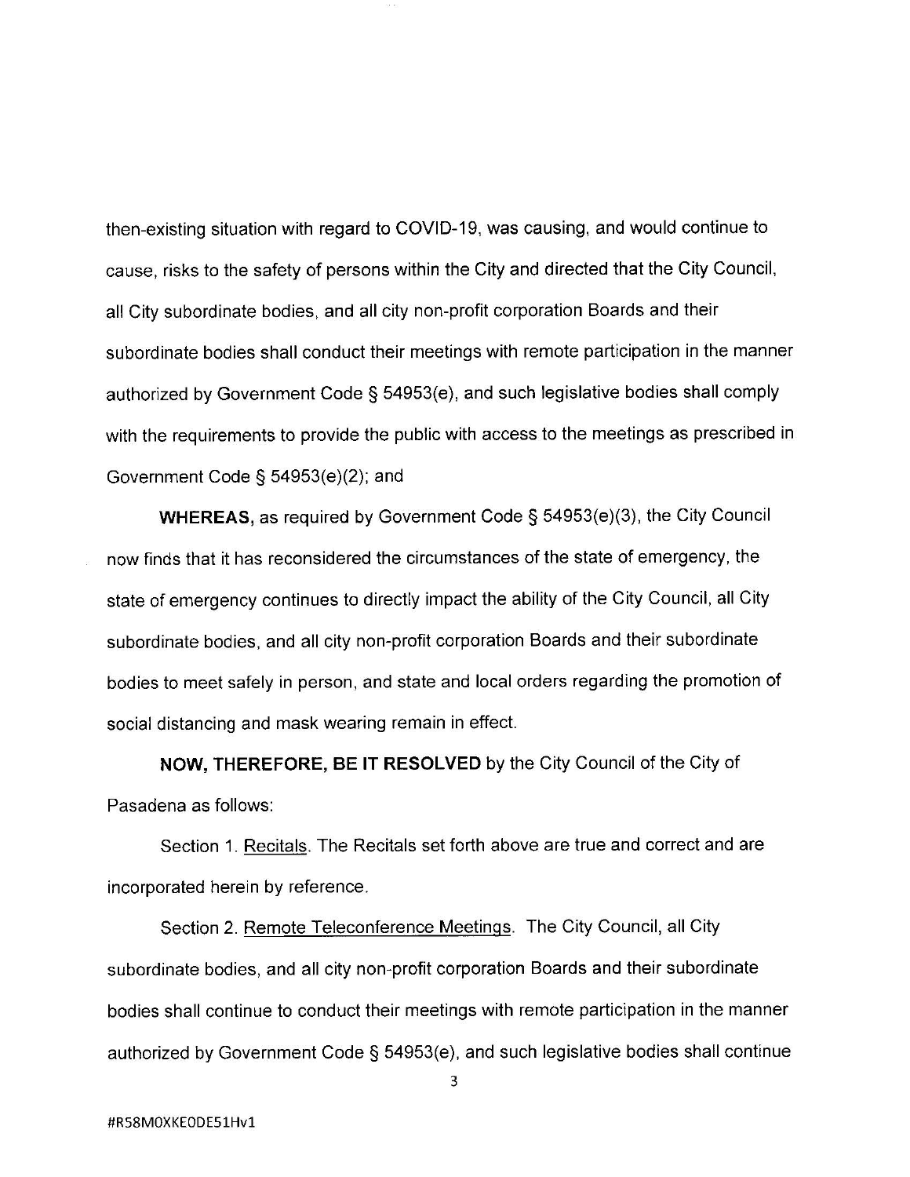then-existing situation with regard to COVID-19, was causing, and would continue to cause, risks to the safety of persons within the City and directed that the City Council, all City subordinate bodies, and all city non-profit corporation Boards and their subordinate bodies shall conduct their meetings with remote participation in the manner authorized by Government Code § 54953(e), and such legislative bodies shall comply with the requirements to provide the public with access to the meetings as prescribed in Government Code § 54953(e)(2); and

**WHEREAS,** as required by Government Code § 54953(e)(3), the City Council now finds that it has reconsidered the circumstances of the state of emergency, the state of emergency continues to directly impact the ability of the City Council, all City subordinate bodies, and all city non-profit corporation Boards and their subordinate bodies to meet safely in person, and state and local orders regarding the promotion of social distancing and mask wearing remain in effect.

**NOW, THEREFORE, BE IT RESOLVED** by the City Council of the City of Pasadena as follows:

Section 1. Recitals. The Recitals set forth above are true and correct and are incorporated herein by reference.

Section 2. Remote Teleconference Meetings. The City Council, all City subordinate bodies, and all city non-profit corporation Boards and their subordinate bodies shall continue to conduct their meetings with remote participation in the manner authorized by Government Code § 54953(e), and such legislative bodies shall continue

#R58M0XKE0DE51Hv1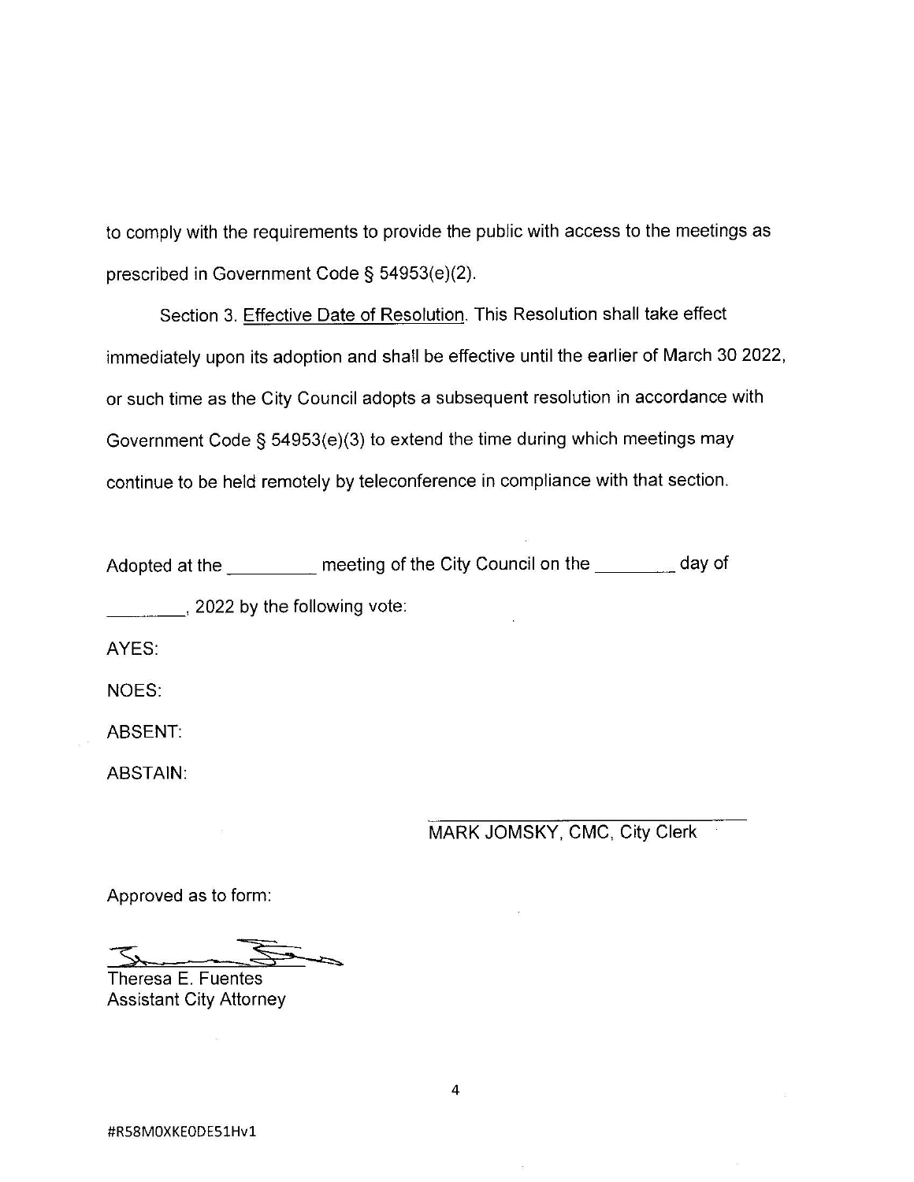to comply with the requirements to provide the public with access to the meetings as prescribed in Government Code § 54953(e)(2).

Section 3. Effective Date of Resolution. This Resolution shall take effect immediately upon its adoption and shall be effective until the earlier of March 30 2022, or such time as the City Council adopts a subsequent resolution in accordance with Government Code § 54953(e)(3) to extend the time during which meetings may continue to be held remotely by teleconference in compliance with that section.

Adopted at the _________ meeting of the City Council on the ________ day of ________, 2022 by the following vote:

AYES:

NOES:

ABSENT:

ABSTAIN:

_______________________________
MARK JOMSKY, CMC, City Clerk

Approved as to form:

_______________________
Theresa E. Fuentes
Assistant City Attorney

#R58M0XKE0DE51Hv1